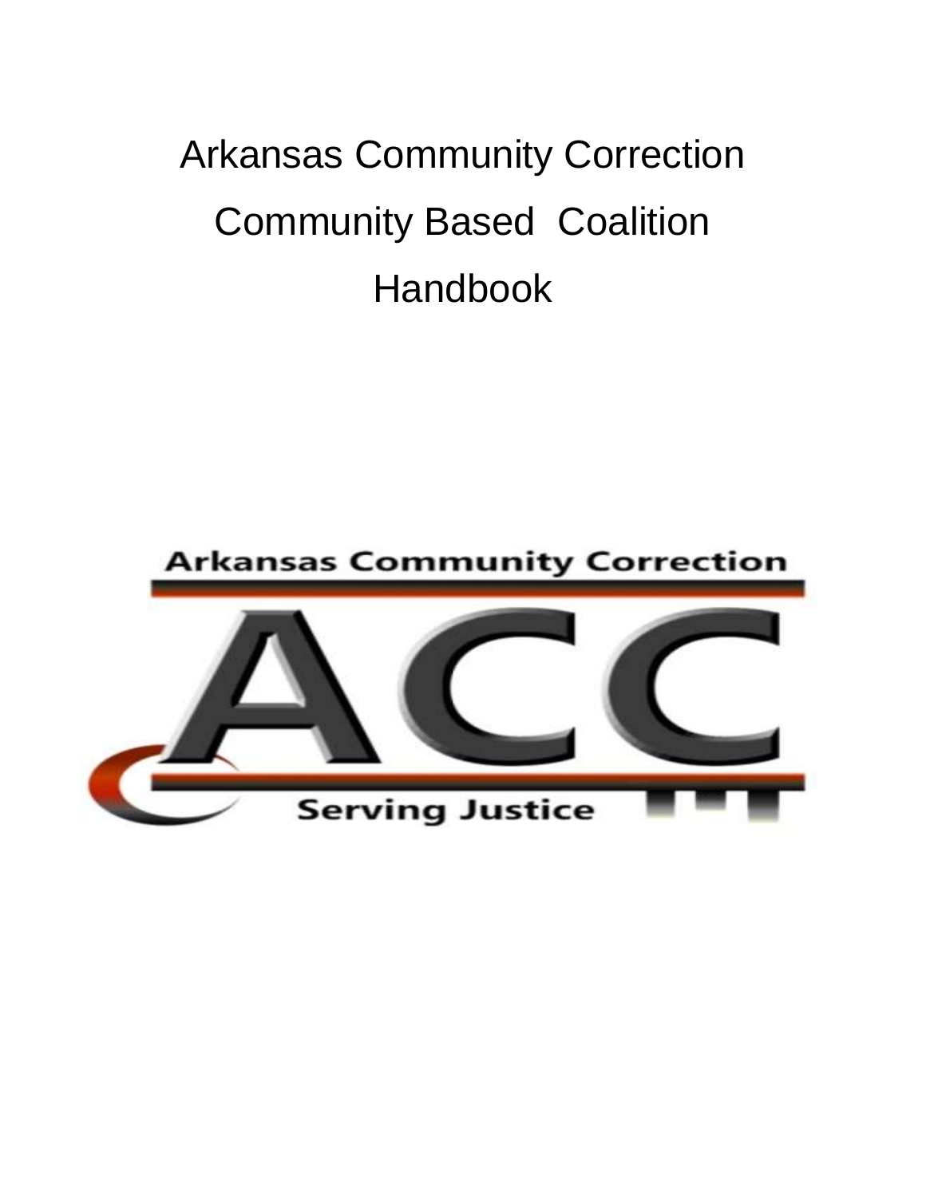# Arkansas Community Correction

# Community Based Coalition

# Handbook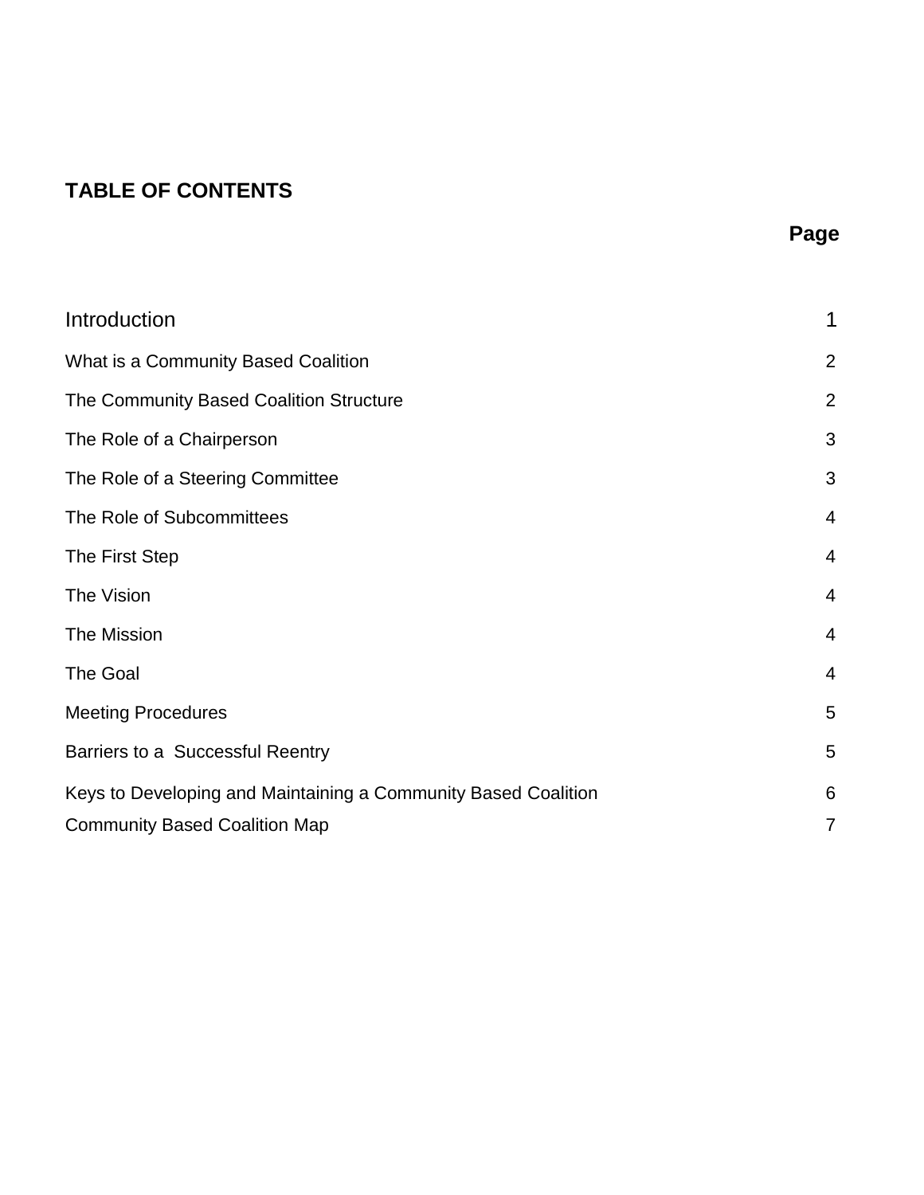## TABLE OF CONTENTS

| | Page |
|---|---|
| Introduction | 1 |
| What is a Community Based Coalition | 2 |
| The Community Based Coalition Structure | 2 |
| The Role of a Chairperson | 3 |
| The Role of a Steering Committee | 3 |
| The Role of Subcommittees | 4 |
| The First Step | 4 |
| The Vision | 4 |
| The Mission | 4 |
| The Goal | 4 |
| Meeting Procedures | 5 |
| Barriers to a Successful Reentry | 5 |
| Keys to Developing and Maintaining a Community Based Coalition | 6 |
| Community Based Coalition Map | 7 |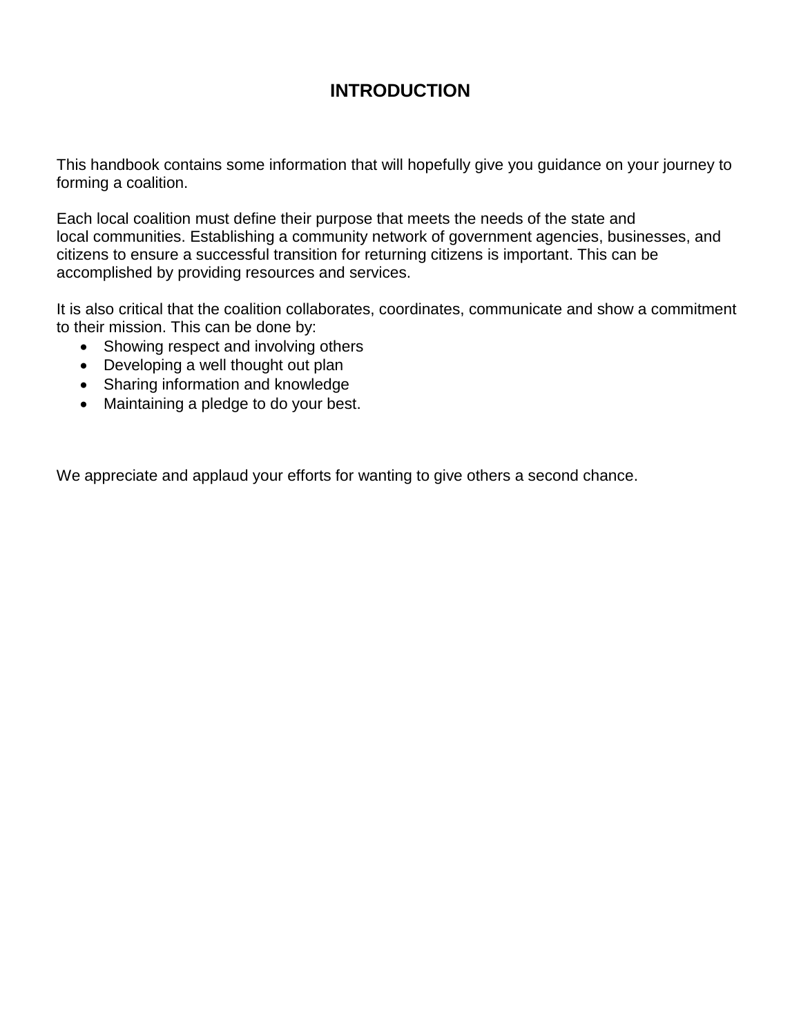# INTRODUCTION

This handbook contains some information that will hopefully give you guidance on your journey to forming a coalition.

Each local coalition must define their purpose that meets the needs of the state and local communities. Establishing a community network of government agencies, businesses, and citizens to ensure a successful transition for returning citizens is important. This can be accomplished by providing resources and services.

It is also critical that the coalition collaborates, coordinates, communicate and show a commitment to their mission. This can be done by:

- Showing respect and involving others
- Developing a well thought out plan
- Sharing information and knowledge
- Maintaining a pledge to do your best.

We appreciate and applaud your efforts for wanting to give others a second chance.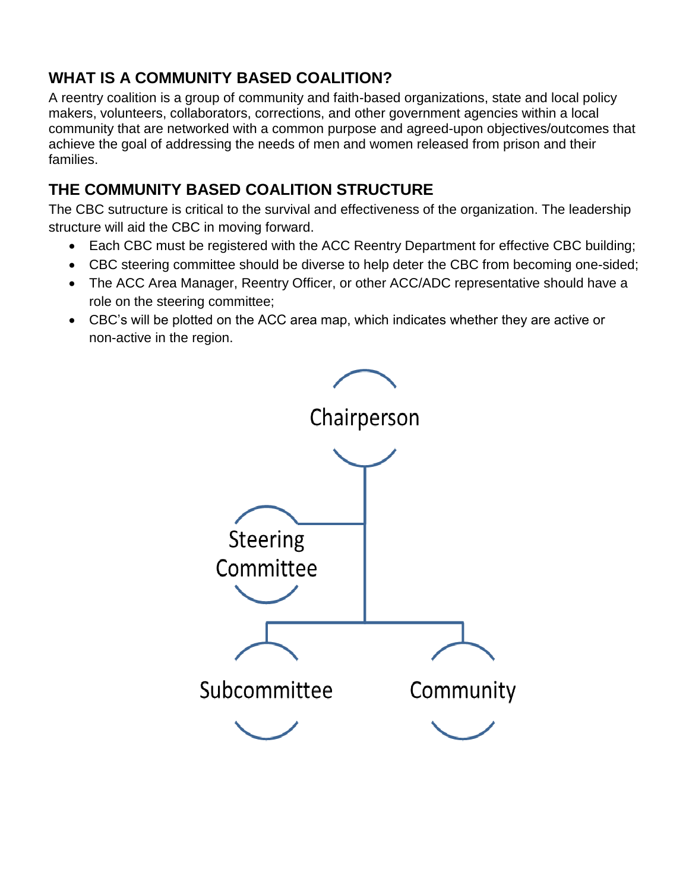## WHAT IS A COMMUNITY BASED COALITION?

A reentry coalition is a group of community and faith-based organizations, state and local policy makers, volunteers, collaborators, corrections, and other government agencies within a local community that are networked with a common purpose and agreed-upon objectives/outcomes that achieve the goal of addressing the needs of men and women released from prison and their families.

## THE COMMUNITY BASED COALITION STRUCTURE

The CBC sutructure is critical to the survival and effectiveness of the organization. The leadership structure will aid the CBC in moving forward.

- Each CBC must be registered with the ACC Reentry Department for effective CBC building;
- CBC steering committee should be diverse to help deter the CBC from becoming one-sided;
- The ACC Area Manager, Reentry Officer, or other ACC/ADC representative should have a role on the steering committee;
- CBC's will be plotted on the ACC area map, which indicates whether they are active or non-active in the region.

Chairperson

Steering Committee

Subcommittee

Community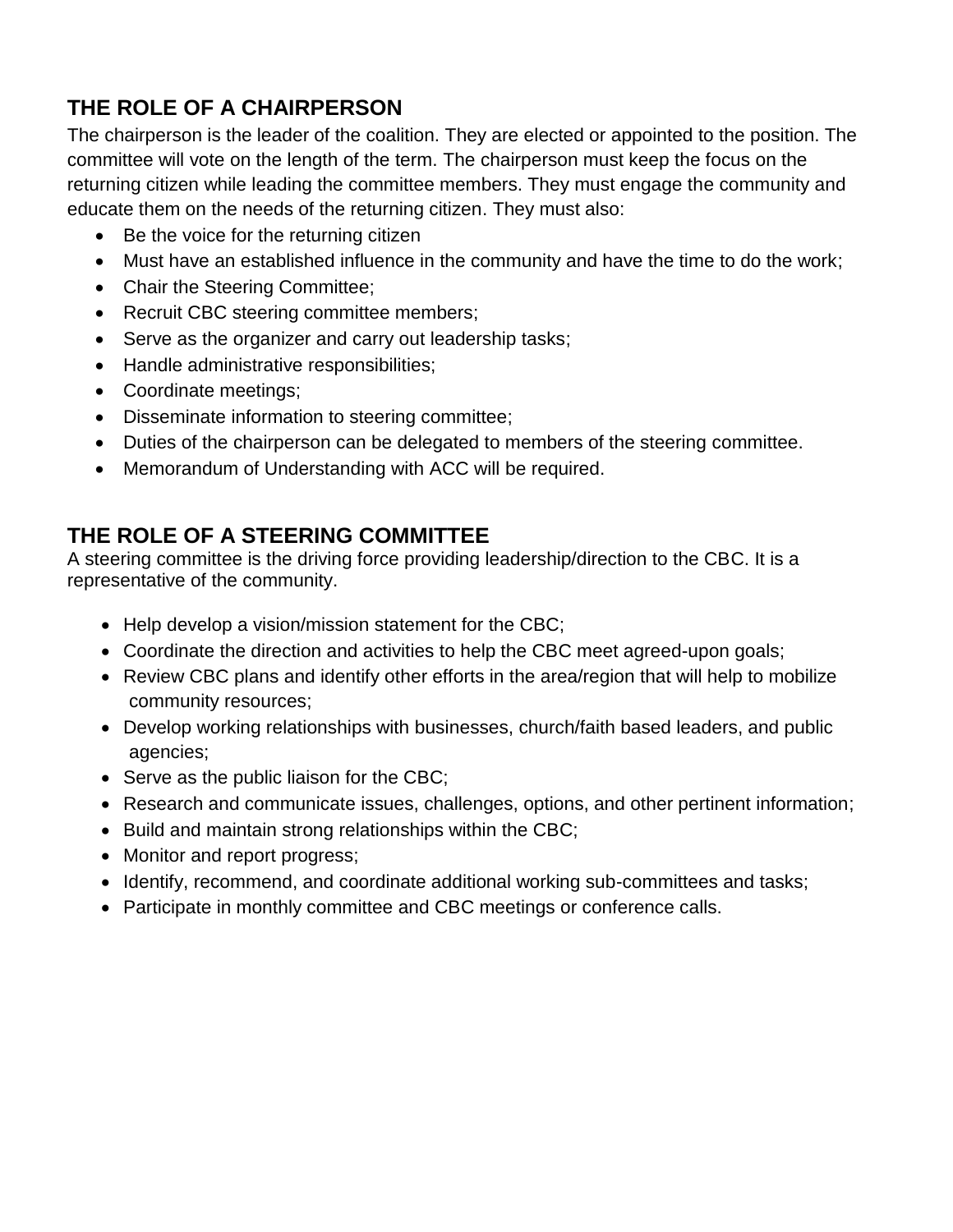## THE ROLE OF A CHAIRPERSON

The chairperson is the leader of the coalition. They are elected or appointed to the position. The committee will vote on the length of the term. The chairperson must keep the focus on the returning citizen while leading the committee members. They must engage the community and educate them on the needs of the returning citizen. They must also:

- Be the voice for the returning citizen
- Must have an established influence in the community and have the time to do the work;
- Chair the Steering Committee;
- Recruit CBC steering committee members;
- Serve as the organizer and carry out leadership tasks;
- Handle administrative responsibilities;
- Coordinate meetings;
- Disseminate information to steering committee;
- Duties of the chairperson can be delegated to members of the steering committee.
- Memorandum of Understanding with ACC will be required.

## THE ROLE OF A STEERING COMMITTEE

A steering committee is the driving force providing leadership/direction to the CBC. It is a representative of the community.

- Help develop a vision/mission statement for the CBC;
- Coordinate the direction and activities to help the CBC meet agreed-upon goals;
- Review CBC plans and identify other efforts in the area/region that will help to mobilize community resources;
- Develop working relationships with businesses, church/faith based leaders, and public agencies;
- Serve as the public liaison for the CBC;
- Research and communicate issues, challenges, options, and other pertinent information;
- Build and maintain strong relationships within the CBC;
- Monitor and report progress;
- Identify, recommend, and coordinate additional working sub-committees and tasks;
- Participate in monthly committee and CBC meetings or conference calls.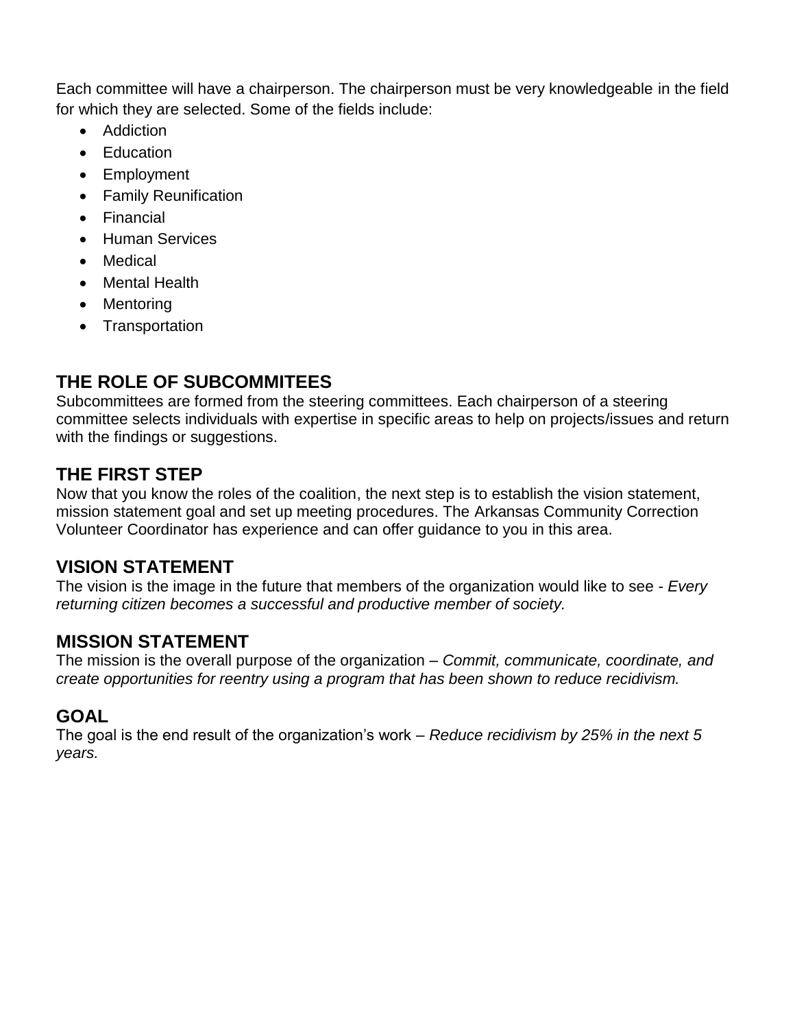Each committee will have a chairperson. The chairperson must be very knowledgeable in the field for which they are selected. Some of the fields include:

- Addiction
- Education
- Employment
- Family Reunification
- Financial
- Human Services
- Medical
- Mental Health
- Mentoring
- Transportation

## THE ROLE OF SUBCOMMITEES

Subcommittees are formed from the steering committees. Each chairperson of a steering committee selects individuals with expertise in specific areas to help on projects/issues and return with the findings or suggestions.

## THE FIRST STEP

Now that you know the roles of the coalition, the next step is to establish the vision statement, mission statement goal and set up meeting procedures. The Arkansas Community Correction Volunteer Coordinator has experience and can offer guidance to you in this area.

## VISION STATEMENT

The vision is the image in the future that members of the organization would like to see - *Every returning citizen becomes a successful and productive member of society.*

## MISSION STATEMENT

The mission is the overall purpose of the organization – *Commit, communicate, coordinate, and create opportunities for reentry using a program that has been shown to reduce recidivism.*

## GOAL

The goal is the end result of the organization's work – *Reduce recidivism by 25% in the next 5 years.*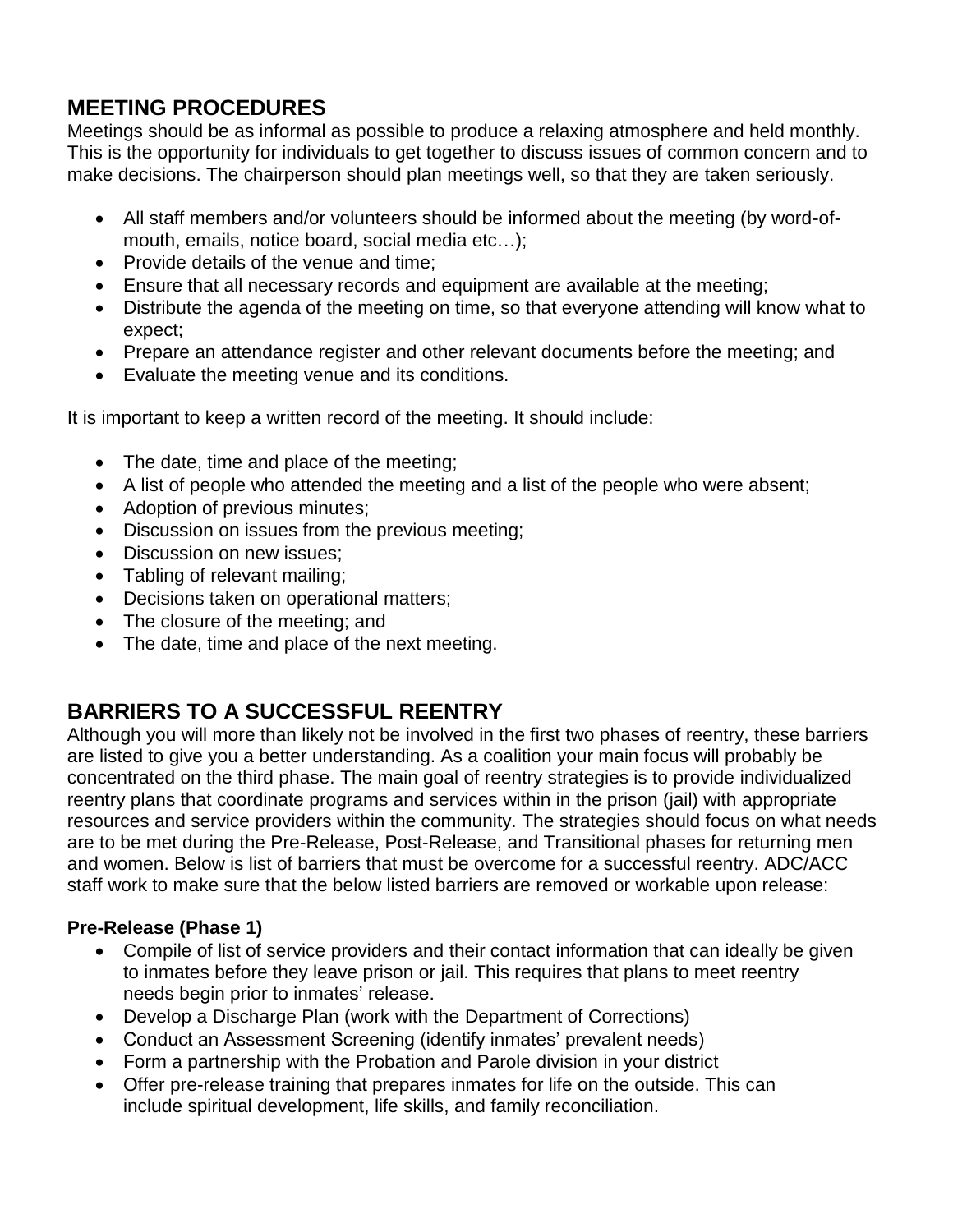## MEETING PROCEDURES

Meetings should be as informal as possible to produce a relaxing atmosphere and held monthly. This is the opportunity for individuals to get together to discuss issues of common concern and to make decisions. The chairperson should plan meetings well, so that they are taken seriously.

- All staff members and/or volunteers should be informed about the meeting (by word-of-mouth, emails, notice board, social media etc…);
- Provide details of the venue and time;
- Ensure that all necessary records and equipment are available at the meeting;
- Distribute the agenda of the meeting on time, so that everyone attending will know what to expect;
- Prepare an attendance register and other relevant documents before the meeting; and
- Evaluate the meeting venue and its conditions.

It is important to keep a written record of the meeting. It should include:

- The date, time and place of the meeting;
- A list of people who attended the meeting and a list of the people who were absent;
- Adoption of previous minutes;
- Discussion on issues from the previous meeting;
- Discussion on new issues;
- Tabling of relevant mailing;
- Decisions taken on operational matters;
- The closure of the meeting; and
- The date, time and place of the next meeting.

## BARRIERS TO A SUCCESSFUL REENTRY

Although you will more than likely not be involved in the first two phases of reentry, these barriers are listed to give you a better understanding. As a coalition your main focus will probably be concentrated on the third phase. The main goal of reentry strategies is to provide individualized reentry plans that coordinate programs and services within in the prison (jail) with appropriate resources and service providers within the community. The strategies should focus on what needs are to be met during the Pre-Release, Post-Release, and Transitional phases for returning men and women. Below is list of barriers that must be overcome for a successful reentry. ADC/ACC staff work to make sure that the below listed barriers are removed or workable upon release:

**Pre-Release (Phase 1)**

- Compile of list of service providers and their contact information that can ideally be given to inmates before they leave prison or jail. This requires that plans to meet reentry needs begin prior to inmates' release.
- Develop a Discharge Plan (work with the Department of Corrections)
- Conduct an Assessment Screening (identify inmates' prevalent needs)
- Form a partnership with the Probation and Parole division in your district
- Offer pre-release training that prepares inmates for life on the outside. This can include spiritual development, life skills, and family reconciliation.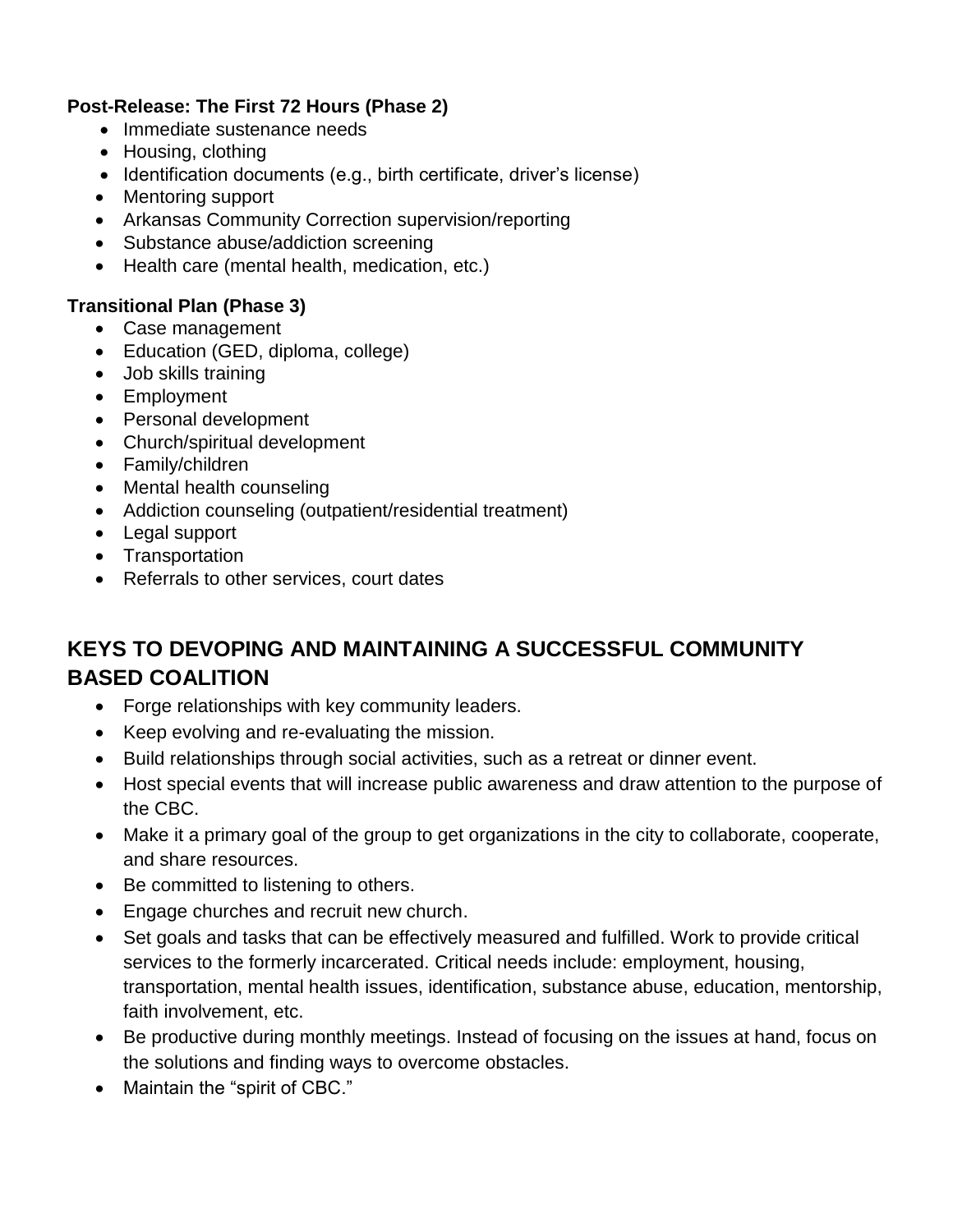**Post-Release: The First 72 Hours (Phase 2)**

- Immediate sustenance needs
- Housing, clothing
- Identification documents (e.g., birth certificate, driver's license)
- Mentoring support
- Arkansas Community Correction supervision/reporting
- Substance abuse/addiction screening
- Health care (mental health, medication, etc.)

**Transitional Plan (Phase 3)**

- Case management
- Education (GED, diploma, college)
- Job skills training
- Employment
- Personal development
- Church/spiritual development
- Family/children
- Mental health counseling
- Addiction counseling (outpatient/residential treatment)
- Legal support
- Transportation
- Referrals to other services, court dates

## KEYS TO DEVOPING AND MAINTAINING A SUCCESSFUL COMMUNITY BASED COALITION

- Forge relationships with key community leaders.
- Keep evolving and re-evaluating the mission.
- Build relationships through social activities, such as a retreat or dinner event.
- Host special events that will increase public awareness and draw attention to the purpose of the CBC.
- Make it a primary goal of the group to get organizations in the city to collaborate, cooperate, and share resources.
- Be committed to listening to others.
- Engage churches and recruit new church.
- Set goals and tasks that can be effectively measured and fulfilled. Work to provide critical services to the formerly incarcerated. Critical needs include: employment, housing, transportation, mental health issues, identification, substance abuse, education, mentorship, faith involvement, etc.
- Be productive during monthly meetings. Instead of focusing on the issues at hand, focus on the solutions and finding ways to overcome obstacles.
- Maintain the "spirit of CBC."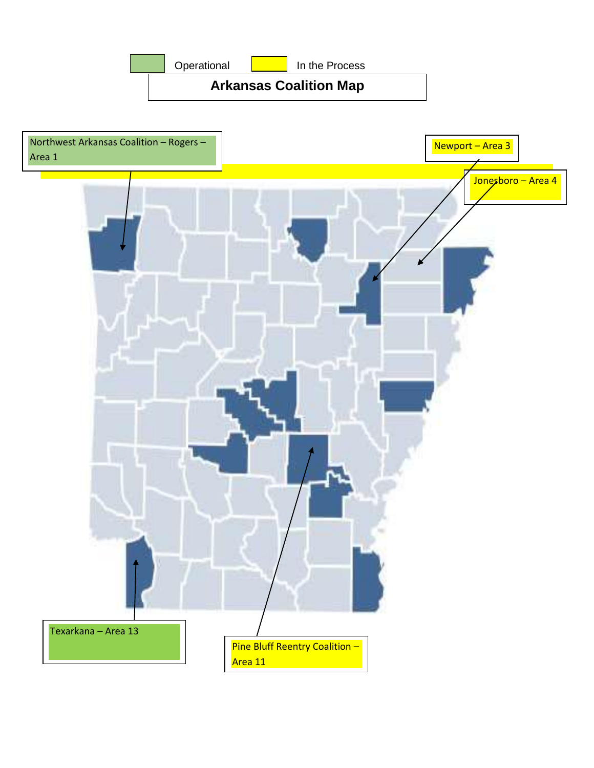Operational In the Process

# Arkansas Coalition Map

Northwest Arkansas Coalition – Rogers – Area 1

Newport – Area 3

Jonesboro – Area 4

Texarkana – Area 13

Pine Bluff Reentry Coalition – Area 11